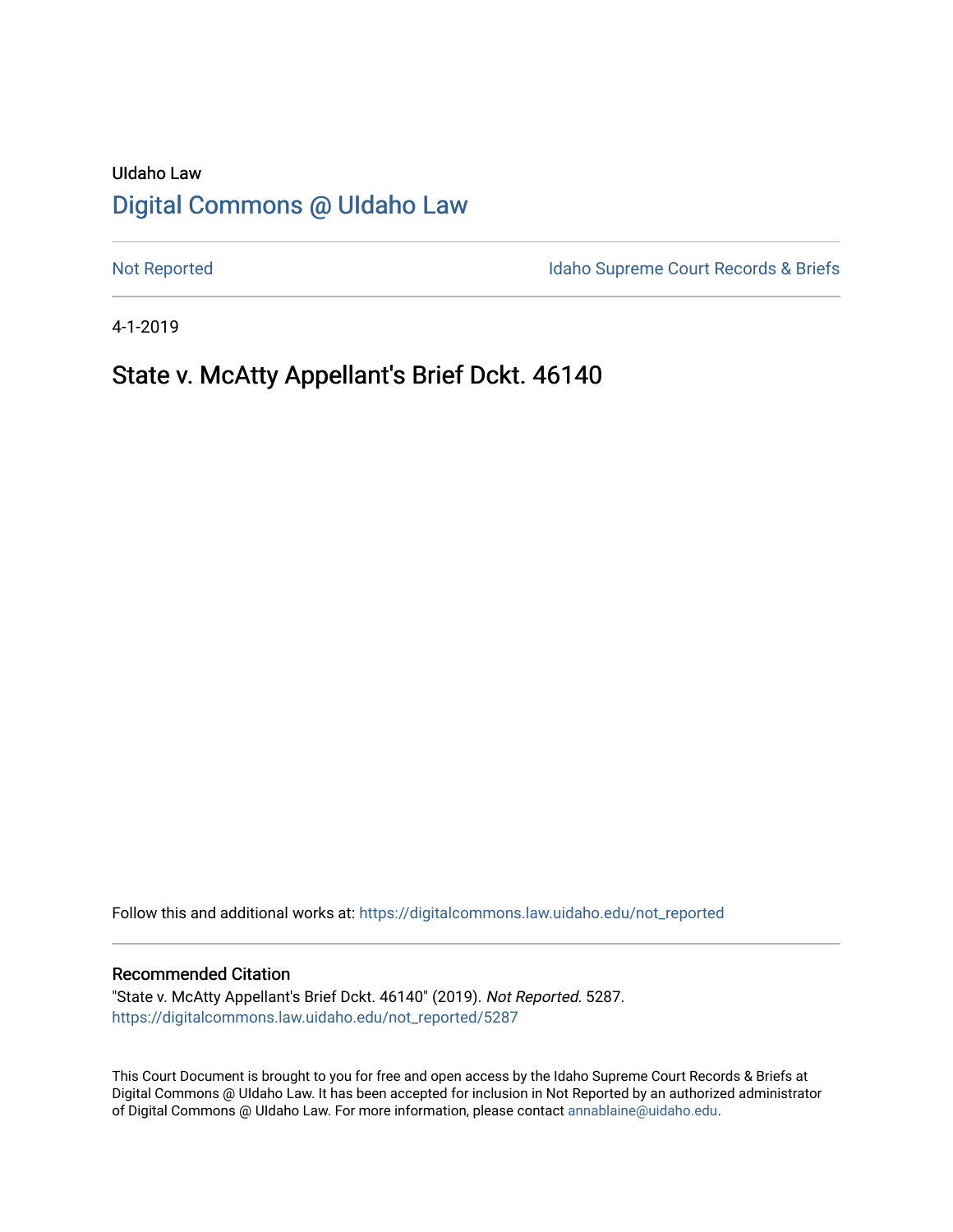UIdaho Law

# Digital Commons @ UIdaho Law

Not Reported

Idaho Supreme Court Records & Briefs

4-1-2019

## State v. McAtty Appellant's Brief Dckt. 46140

Follow this and additional works at: https://digitalcommons.law.uidaho.edu/not_reported

### Recommended Citation

"State v. McAtty Appellant's Brief Dckt. 46140" (2019). *Not Reported*. 5287.
https://digitalcommons.law.uidaho.edu/not_reported/5287

This Court Document is brought to you for free and open access by the Idaho Supreme Court Records & Briefs at Digital Commons @ UIdaho Law. It has been accepted for inclusion in Not Reported by an authorized administrator of Digital Commons @ UIdaho Law. For more information, please contact annablaine@uidaho.edu.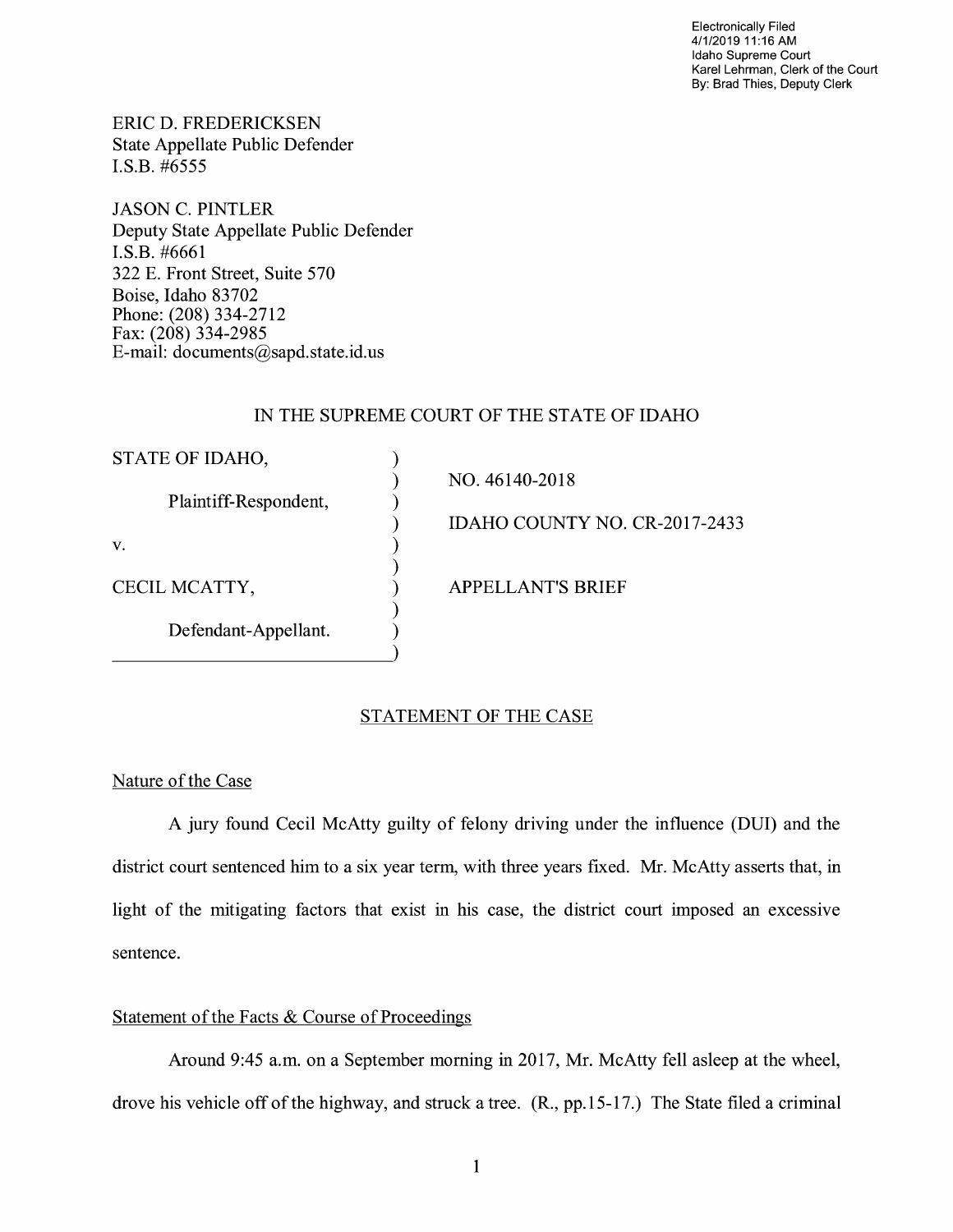Electronically Filed
4/1/2019 11:16 AM
Idaho Supreme Court
Karel Lehrman, Clerk of the Court
By: Brad Thies, Deputy Clerk

ERIC D. FREDERICKSEN
State Appellate Public Defender
I.S.B. #6555

JASON C. PINTLER
Deputy State Appellate Public Defender
I.S.B. #6661
322 E. Front Street, Suite 570
Boise, Idaho 83702
Phone: (208) 334-2712
Fax: (208) 334-2985
E-mail: documents@sapd.state.id.us

IN THE SUPREME COURT OF THE STATE OF IDAHO

| | |
|---|---|
| STATE OF IDAHO, | NO. 46140-2018 |
| Plaintiff-Respondent, | IDAHO COUNTY NO. CR-2017-2433 |
| v. | |
| CECIL MCATTY, | APPELLANT'S BRIEF |
| Defendant-Appellant. | |

## STATEMENT OF THE CASE

### Nature of the Case

A jury found Cecil McAtty guilty of felony driving under the influence (DUI) and the district court sentenced him to a six year term, with three years fixed. Mr. McAtty asserts that, in light of the mitigating factors that exist in his case, the district court imposed an excessive sentence.

### Statement of the Facts & Course of Proceedings

Around 9:45 a.m. on a September morning in 2017, Mr. McAtty fell asleep at the wheel, drove his vehicle off of the highway, and struck a tree. (R., pp.15-17.) The State filed a criminal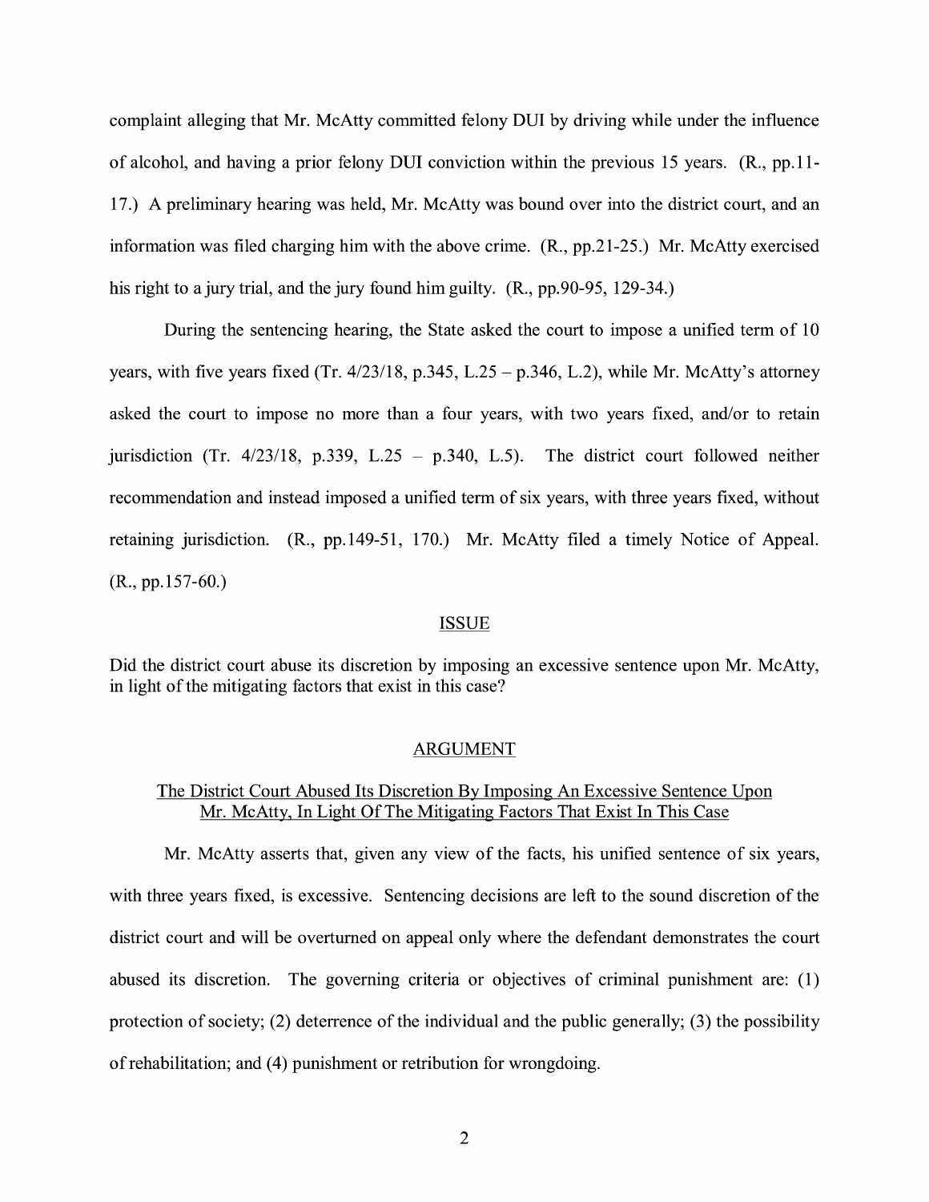complaint alleging that Mr. McAtty committed felony DUI by driving while under the influence of alcohol, and having a prior felony DUI conviction within the previous 15 years. (R., pp.11-17.) A preliminary hearing was held, Mr. McAtty was bound over into the district court, and an information was filed charging him with the above crime. (R., pp.21-25.) Mr. McAtty exercised his right to a jury trial, and the jury found him guilty. (R., pp.90-95, 129-34.)

During the sentencing hearing, the State asked the court to impose a unified term of 10 years, with five years fixed (Tr. 4/23/18, p.345, L.25 – p.346, L.2), while Mr. McAtty's attorney asked the court to impose no more than a four years, with two years fixed, and/or to retain jurisdiction (Tr. 4/23/18, p.339, L.25 – p.340, L.5). The district court followed neither recommendation and instead imposed a unified term of six years, with three years fixed, without retaining jurisdiction. (R., pp.149-51, 170.) Mr. McAtty filed a timely Notice of Appeal. (R., pp.157-60.)

## ISSUE

Did the district court abuse its discretion by imposing an excessive sentence upon Mr. McAtty, in light of the mitigating factors that exist in this case?

## ARGUMENT

### The District Court Abused Its Discretion By Imposing An Excessive Sentence Upon Mr. McAtty, In Light Of The Mitigating Factors That Exist In This Case

Mr. McAtty asserts that, given any view of the facts, his unified sentence of six years, with three years fixed, is excessive. Sentencing decisions are left to the sound discretion of the district court and will be overturned on appeal only where the defendant demonstrates the court abused its discretion. The governing criteria or objectives of criminal punishment are: (1) protection of society; (2) deterrence of the individual and the public generally; (3) the possibility of rehabilitation; and (4) punishment or retribution for wrongdoing.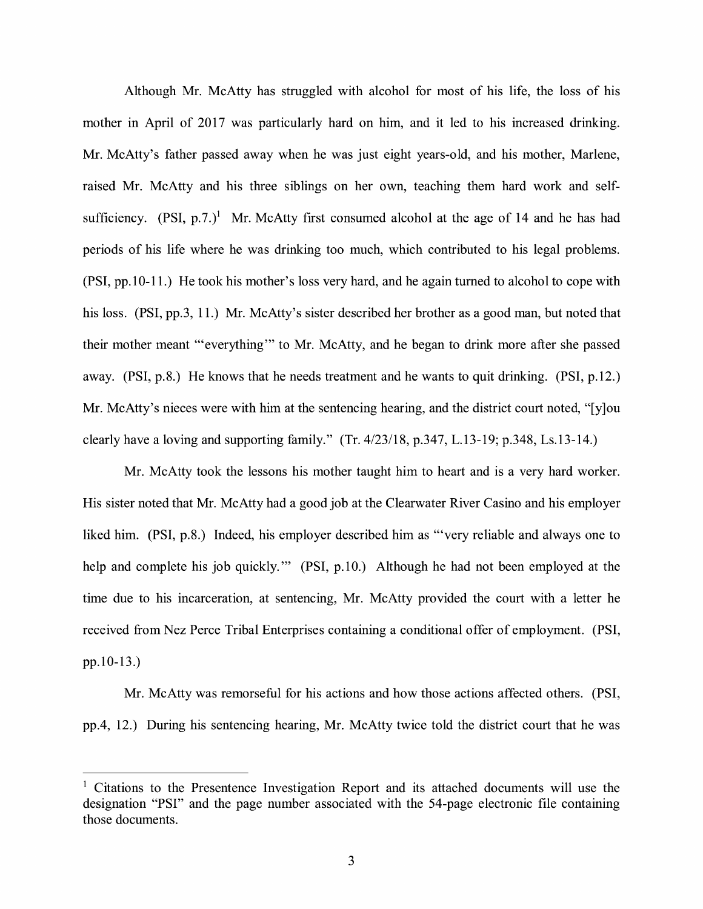Although Mr. McAtty has struggled with alcohol for most of his life, the loss of his mother in April of 2017 was particularly hard on him, and it led to his increased drinking. Mr. McAtty's father passed away when he was just eight years-old, and his mother, Marlene, raised Mr. McAtty and his three siblings on her own, teaching them hard work and self-sufficiency. (PSI, p.7.)[1] Mr. McAtty first consumed alcohol at the age of 14 and he has had periods of his life where he was drinking too much, which contributed to his legal problems. (PSI, pp.10-11.) He took his mother's loss very hard, and he again turned to alcohol to cope with his loss. (PSI, pp.3, 11.) Mr. McAtty's sister described her brother as a good man, but noted that their mother meant "'everything'" to Mr. McAtty, and he began to drink more after she passed away. (PSI, p.8.) He knows that he needs treatment and he wants to quit drinking. (PSI, p.12.) Mr. McAtty's nieces were with him at the sentencing hearing, and the district court noted, "[y]ou clearly have a loving and supporting family." (Tr. 4/23/18, p.347, L.13-19; p.348, Ls.13-14.)

Mr. McAtty took the lessons his mother taught him to heart and is a very hard worker. His sister noted that Mr. McAtty had a good job at the Clearwater River Casino and his employer liked him. (PSI, p.8.) Indeed, his employer described him as "'very reliable and always one to help and complete his job quickly.'" (PSI, p.10.) Although he had not been employed at the time due to his incarceration, at sentencing, Mr. McAtty provided the court with a letter he received from Nez Perce Tribal Enterprises containing a conditional offer of employment. (PSI, pp.10-13.)

Mr. McAtty was remorseful for his actions and how those actions affected others. (PSI, pp.4, 12.) During his sentencing hearing, Mr. McAtty twice told the district court that he was

[1] Citations to the Presentence Investigation Report and its attached documents will use the designation "PSI" and the page number associated with the 54-page electronic file containing those documents.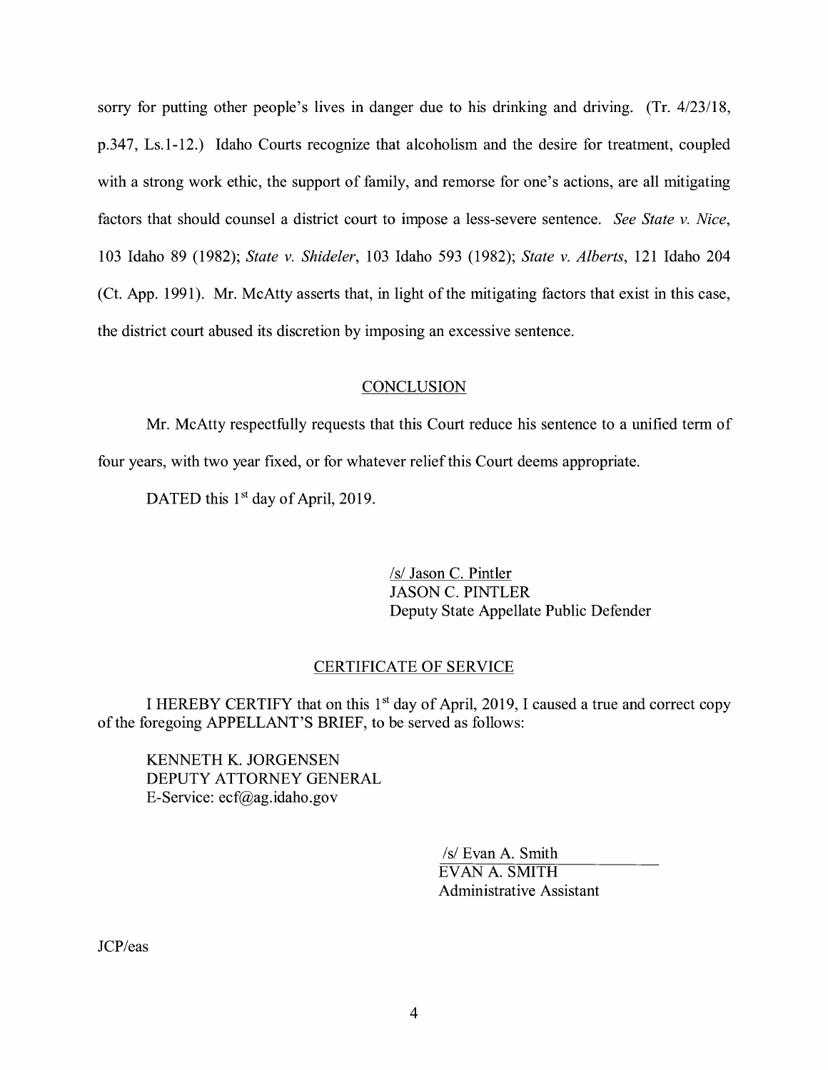sorry for putting other people's lives in danger due to his drinking and driving. (Tr. 4/23/18, p.347, Ls.1-12.) Idaho Courts recognize that alcoholism and the desire for treatment, coupled with a strong work ethic, the support of family, and remorse for one's actions, are all mitigating factors that should counsel a district court to impose a less-severe sentence. *See State v. Nice*, 103 Idaho 89 (1982); *State v. Shideler*, 103 Idaho 593 (1982); *State v. Alberts*, 121 Idaho 204 (Ct. App. 1991). Mr. McAtty asserts that, in light of the mitigating factors that exist in this case, the district court abused its discretion by imposing an excessive sentence.

## CONCLUSION

Mr. McAtty respectfully requests that this Court reduce his sentence to a unified term of four years, with two year fixed, or for whatever relief this Court deems appropriate.

DATED this 1st day of April, 2019.

/s/ Jason C. Pintler
JASON C. PINTLER
Deputy State Appellate Public Defender

## CERTIFICATE OF SERVICE

I HEREBY CERTIFY that on this 1st day of April, 2019, I caused a true and correct copy of the foregoing APPELLANT'S BRIEF, to be served as follows:

KENNETH K. JORGENSEN
DEPUTY ATTORNEY GENERAL
E-Service: ecf@ag.idaho.gov

/s/ Evan A. Smith
EVAN A. SMITH
Administrative Assistant

JCP/eas